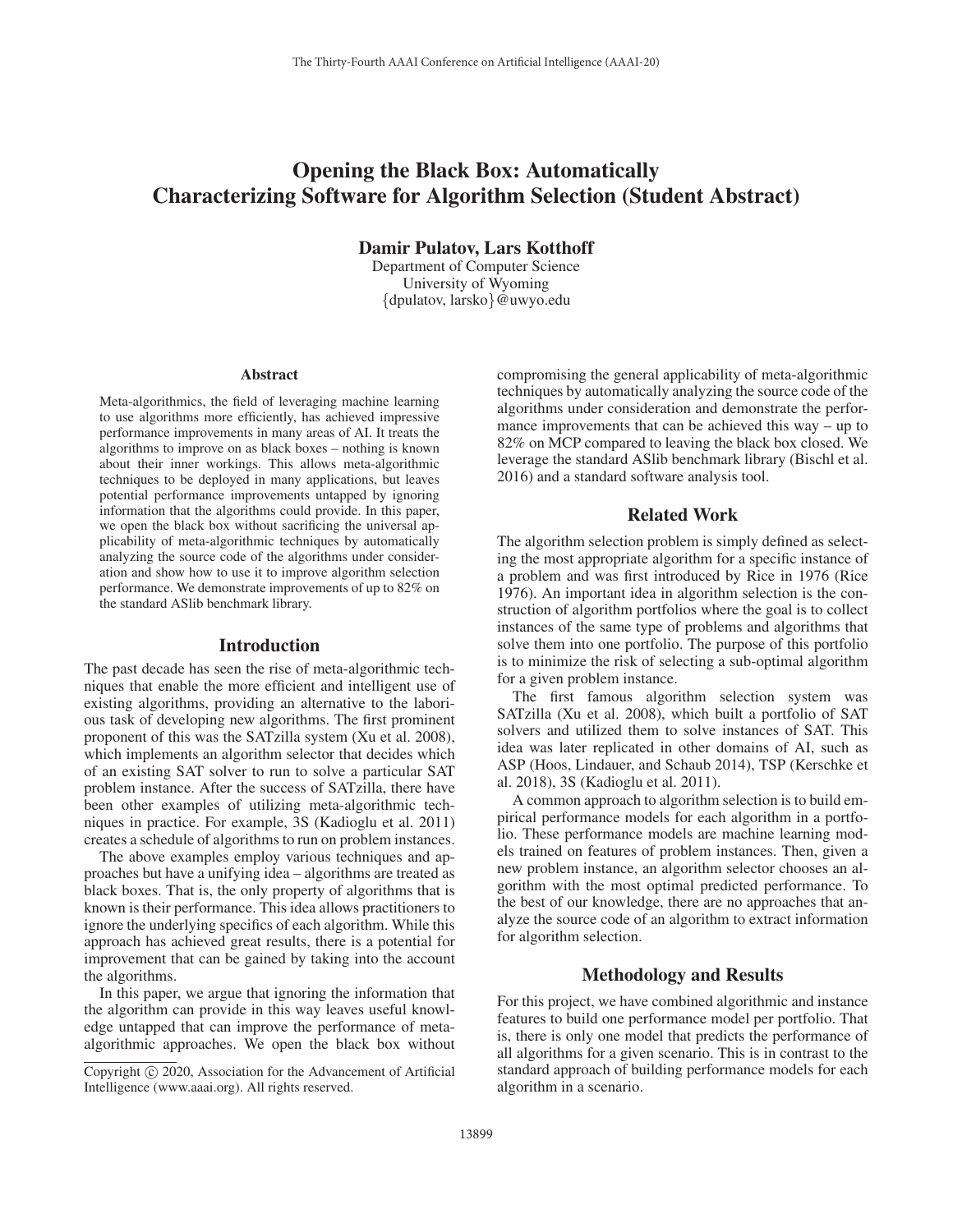# Opening the Black Box: Automatically Characterizing Software for Algorithm Selection (Student Abstract)

**Damir Pulatov, Lars Kotthoff**

Department of Computer Science
University of Wyoming
{dpulatov, larsko}@uwyo.edu

### Abstract

Meta-algorithmics, the field of leveraging machine learning to use algorithms more efficiently, has achieved impressive performance improvements in many areas of AI. It treats the algorithms to improve on as black boxes – nothing is known about their inner workings. This allows meta-algorithmic techniques to be deployed in many applications, but leaves potential performance improvements untapped by ignoring information that the algorithms could provide. In this paper, we open the black box without sacrificing the universal applicability of meta-algorithmic techniques by automatically analyzing the source code of the algorithms under consideration and show how to use it to improve algorithm selection performance. We demonstrate improvements of up to 82% on the standard ASlib benchmark library.

## Introduction

The past decade has seen the rise of meta-algorithmic techniques that enable the more efficient and intelligent use of existing algorithms, providing an alternative to the laborious task of developing new algorithms. The first prominent proponent of this was the SATzilla system (Xu et al. 2008), which implements an algorithm selector that decides which of an existing SAT solver to run to solve a particular SAT problem instance. After the success of SATzilla, there have been other examples of utilizing meta-algorithmic techniques in practice. For example, 3S (Kadioglu et al. 2011) creates a schedule of algorithms to run on problem instances.

The above examples employ various techniques and approaches but have a unifying idea – algorithms are treated as black boxes. That is, the only property of algorithms that is known is their performance. This idea allows practitioners to ignore the underlying specifics of each algorithm. While this approach has achieved great results, there is a potential for improvement that can be gained by taking into the account the algorithms.

In this paper, we argue that ignoring the information that the algorithm can provide in this way leaves useful knowledge untapped that can improve the performance of meta-algorithmic approaches. We open the black box without compromising the general applicability of meta-algorithmic techniques by automatically analyzing the source code of the algorithms under consideration and demonstrate the performance improvements that can be achieved this way – up to 82% on MCP compared to leaving the black box closed. We leverage the standard ASlib benchmark library (Bischl et al. 2016) and a standard software analysis tool.

## Related Work

The algorithm selection problem is simply defined as selecting the most appropriate algorithm for a specific instance of a problem and was first introduced by Rice in 1976 (Rice 1976). An important idea in algorithm selection is the construction of algorithm portfolios where the goal is to collect instances of the same type of problems and algorithms that solve them into one portfolio. The purpose of this portfolio is to minimize the risk of selecting a sub-optimal algorithm for a given problem instance.

The first famous algorithm selection system was SATzilla (Xu et al. 2008), which built a portfolio of SAT solvers and utilized them to solve instances of SAT. This idea was later replicated in other domains of AI, such as ASP (Hoos, Lindauer, and Schaub 2014), TSP (Kerschke et al. 2018), 3S (Kadioglu et al. 2011).

A common approach to algorithm selection is to build empirical performance models for each algorithm in a portfolio. These performance models are machine learning models trained on features of problem instances. Then, given a new problem instance, an algorithm selector chooses an algorithm with the most optimal predicted performance. To the best of our knowledge, there are no approaches that analyze the source code of an algorithm to extract information for algorithm selection.

## Methodology and Results

For this project, we have combined algorithmic and instance features to build one performance model per portfolio. That is, there is only one model that predicts the performance of all algorithms for a given scenario. This is in contrast to the standard approach of building performance models for each algorithm in a scenario.

Copyright © 2020, Association for the Advancement of Artificial Intelligence (www.aaai.org). All rights reserved.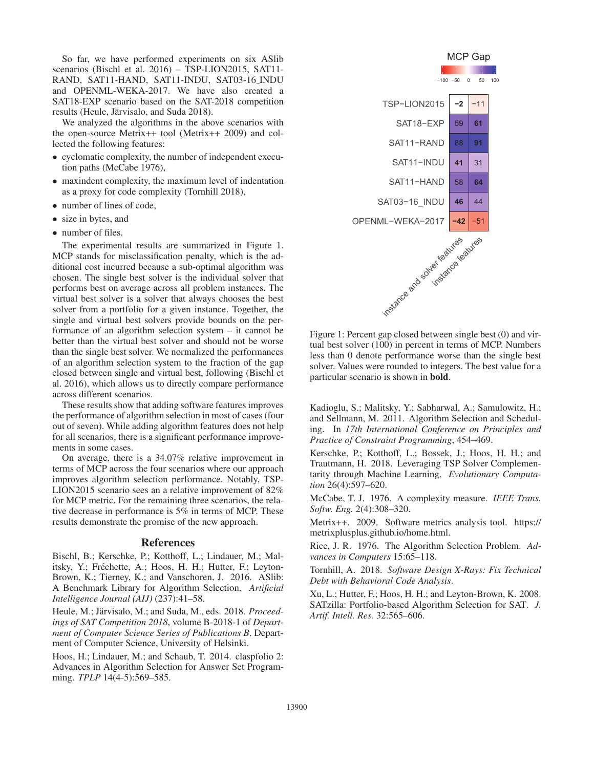So far, we have performed experiments on six ASlib scenarios (Bischl et al. 2016) – TSP-LION2015, SAT11-RAND, SAT11-HAND, SAT11-INDU, SAT03-16_INDU and OPENML-WEKA-2017. We have also created a SAT18-EXP scenario based on the SAT-2018 competition results (Heule, Järvisalo, and Suda 2018).

We analyzed the algorithms in the above scenarios with the open-source Metrix++ tool (Metrix++ 2009) and collected the following features:

- cyclomatic complexity, the number of independent execution paths (McCabe 1976),
- maxindent complexity, the maximum level of indentation as a proxy for code complexity (Tornhill 2018),
- number of lines of code,
- size in bytes, and
- number of files.

The experimental results are summarized in Figure 1. MCP stands for misclassification penalty, which is the additional cost incurred because a sub-optimal algorithm was chosen. The single best solver is the individual solver that performs best on average across all problem instances. The virtual best solver is a solver that always chooses the best solver from a portfolio for a given instance. Together, the single and virtual best solvers provide bounds on the performance of an algorithm selection system – it cannot be better than the virtual best solver and should not be worse than the single best solver. We normalized the performances of an algorithm selection system to the fraction of the gap closed between single and virtual best, following (Bischl et al. 2016), which allows us to directly compare performance across different scenarios.

These results show that adding software features improves the performance of algorithm selection in most of cases (four out of seven). While adding algorithm features does not help for all scenarios, there is a significant performance improvements in some cases.

On average, there is a 34.07% relative improvement in terms of MCP across the four scenarios where our approach improves algorithm selection performance. Notably, TSP-LION2015 scenario sees an a relative improvement of 82% for MCP metric. For the remaining three scenarios, the relative decrease in performance is 5% in terms of MCP. These results demonstrate the promise of the new approach.

MCP Gap

−100 −50 0 50 100

TSP−LION2015 **−2** −11

SAT18−EXP 59 **61**

SAT11−RAND 88 **91**

SAT11−INDU **41** 31

SAT11−HAND 58 **64**

SAT03−16_INDU **46** 44

OPENML−WEKA−2017 **−42** −51

instance and solver features

instance features

Figure 1: Percent gap closed between single best (0) and virtual best solver (100) in percent in terms of MCP. Numbers less than 0 denote performance worse than the single best solver. Values were rounded to integers. The best value for a particular scenario is shown in **bold**.

## References

Bischl, B.; Kerschke, P.; Kotthoff, L.; Lindauer, M.; Malitsky, Y.; Fréchette, A.; Hoos, H. H.; Hutter, F.; Leyton-Brown, K.; Tierney, K.; and Vanschoren, J. 2016. ASlib: A Benchmark Library for Algorithm Selection. *Artificial Intelligence Journal (AIJ)* (237):41–58.

Heule, M.; Järvisalo, M.; and Suda, M., eds. 2018. *Proceedings of SAT Competition 2018*, volume B-2018-1 of *Department of Computer Science Series of Publications B*. Department of Computer Science, University of Helsinki.

Hoos, H.; Lindauer, M.; and Schaub, T. 2014. claspfolio 2: Advances in Algorithm Selection for Answer Set Programming. *TPLP* 14(4-5):569–585.

Kadioglu, S.; Malitsky, Y.; Sabharwal, A.; Samulowitz, H.; and Sellmann, M. 2011. Algorithm Selection and Scheduling. In *17th International Conference on Principles and Practice of Constraint Programming*, 454–469.

Kerschke, P.; Kotthoff, L.; Bossek, J.; Hoos, H. H.; and Trautmann, H. 2018. Leveraging TSP Solver Complementarity through Machine Learning. *Evolutionary Computation* 26(4):597–620.

McCabe, T. J. 1976. A complexity measure. *IEEE Trans. Softw. Eng.* 2(4):308–320.

Metrix++. 2009. Software metrics analysis tool. https://metrixplusplus.github.io/home.html.

Rice, J. R. 1976. The Algorithm Selection Problem. *Advances in Computers* 15:65–118.

Tornhill, A. 2018. *Software Design X-Rays: Fix Technical Debt with Behavioral Code Analysis*.

Xu, L.; Hutter, F.; Hoos, H. H.; and Leyton-Brown, K. 2008. SATzilla: Portfolio-based Algorithm Selection for SAT. *J. Artif. Intell. Res.* 32:565–606.